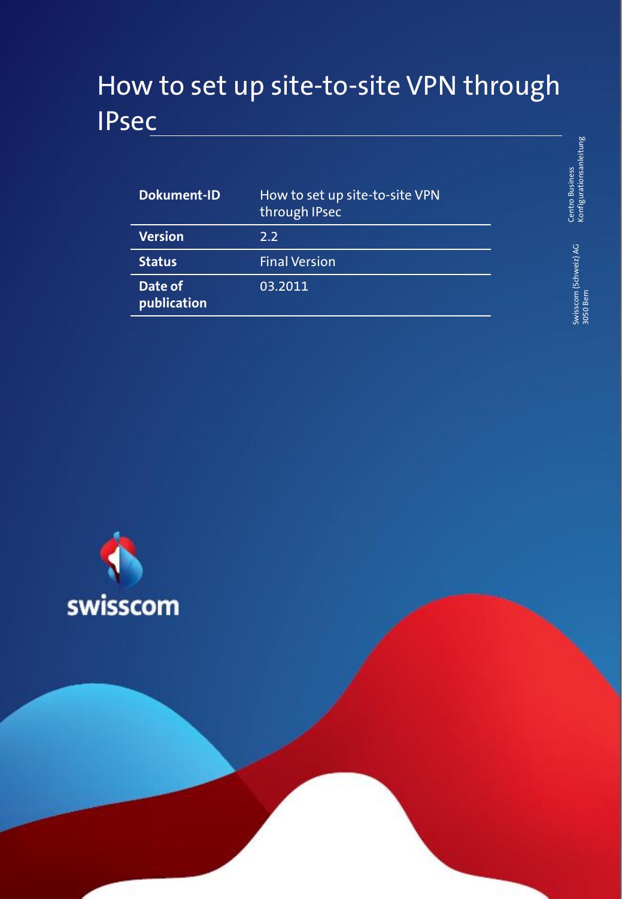# How to set up site-to-site VPN through IPsec

| | |
|---|---|
| **Dokument-ID** | How to set up site-to-site VPN through IPsec |
| **Version** | 2.2 |
| **Status** | Final Version |
| **Date of publication** | 03.2011 |

Centro Business
Konfigurationsanleitung

Swisscom (Schweiz) AG
3050 Bern

swisscom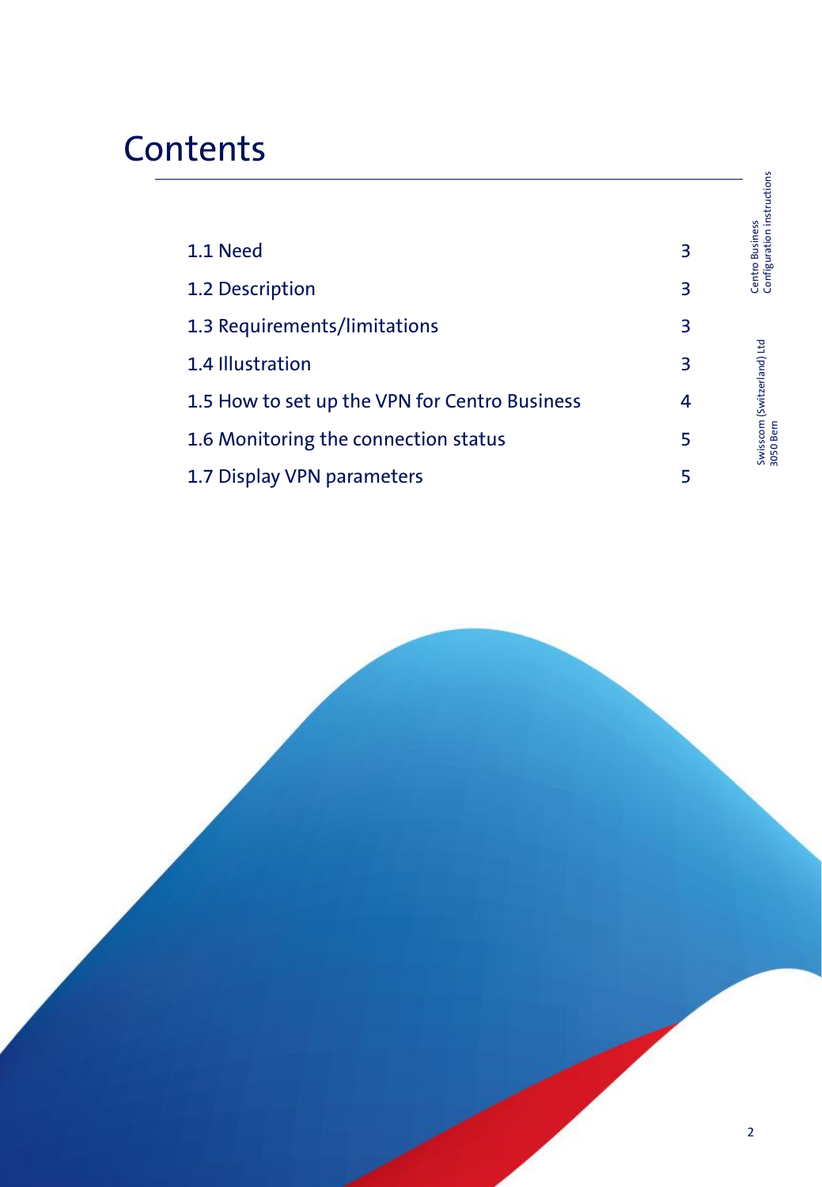# Contents

| | |
|---|---|
| 1.1 Need | 3 |
| 1.2 Description | 3 |
| 1.3 Requirements/limitations | 3 |
| 1.4 Illustration | 3 |
| 1.5 How to set up the VPN for Centro Business | 4 |
| 1.6 Monitoring the connection status | 5 |
| 1.7 Display VPN parameters | 5 |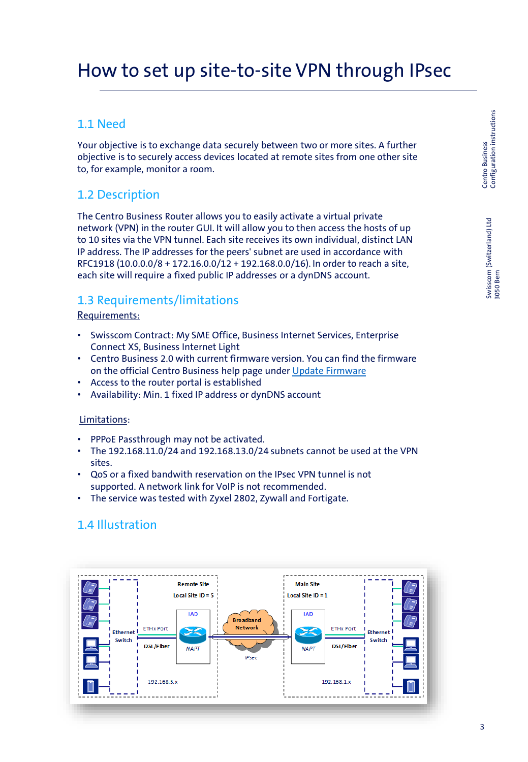# How to set up site-to-site VPN through IPsec

## 1.1 Need

Your objective is to exchange data securely between two or more sites. A further objective is to securely access devices located at remote sites from one other site to, for example, monitor a room.

## 1.2 Description

The Centro Business Router allows you to easily activate a virtual private network (VPN) in the router GUI. It will allow you to then access the hosts of up to 10 sites via the VPN tunnel. Each site receives its own individual, distinct LAN IP address. The IP addresses for the peers' subnet are used in accordance with RFC1918 (10.0.0.0/8 + 172.16.0.0/12 + 192.168.0.0/16). In order to reach a site, each site will require a fixed public IP addresses or a dynDNS account.

## 1.3 Requirements/limitations

Requirements:

- Swisscom Contract: My SME Office, Business Internet Services, Enterprise Connect XS, Business Internet Light
- Centro Business 2.0 with current firmware version. You can find the firmware on the official Centro Business help page under Update Firmware
- Access to the router portal is established
- Availability: Min. 1 fixed IP address or dynDNS account

Limitations:

- PPPoE Passthrough may not be activated.
- The 192.168.11.0/24 and 192.168.13.0/24 subnets cannot be used at the VPN sites.
- QoS or a fixed bandwith reservation on the IPsec VPN tunnel is not supported. A network link for VoIP is not recommended.
- The service was tested with Zyxel 2802, Zywall and Fortigate.

## 1.4 Illustration

Remote Site
Local Site ID = 5
Ethernet Switch
ETHx Port
DSL/Fiber
IAD
NAPT
192.168.5.x

Broadband Network
IPsec

Main Site
Local Site ID = 1
IAD
NAPT
ETHx Port
DSL/Fiber
Ethernet Switch
192.168.1.x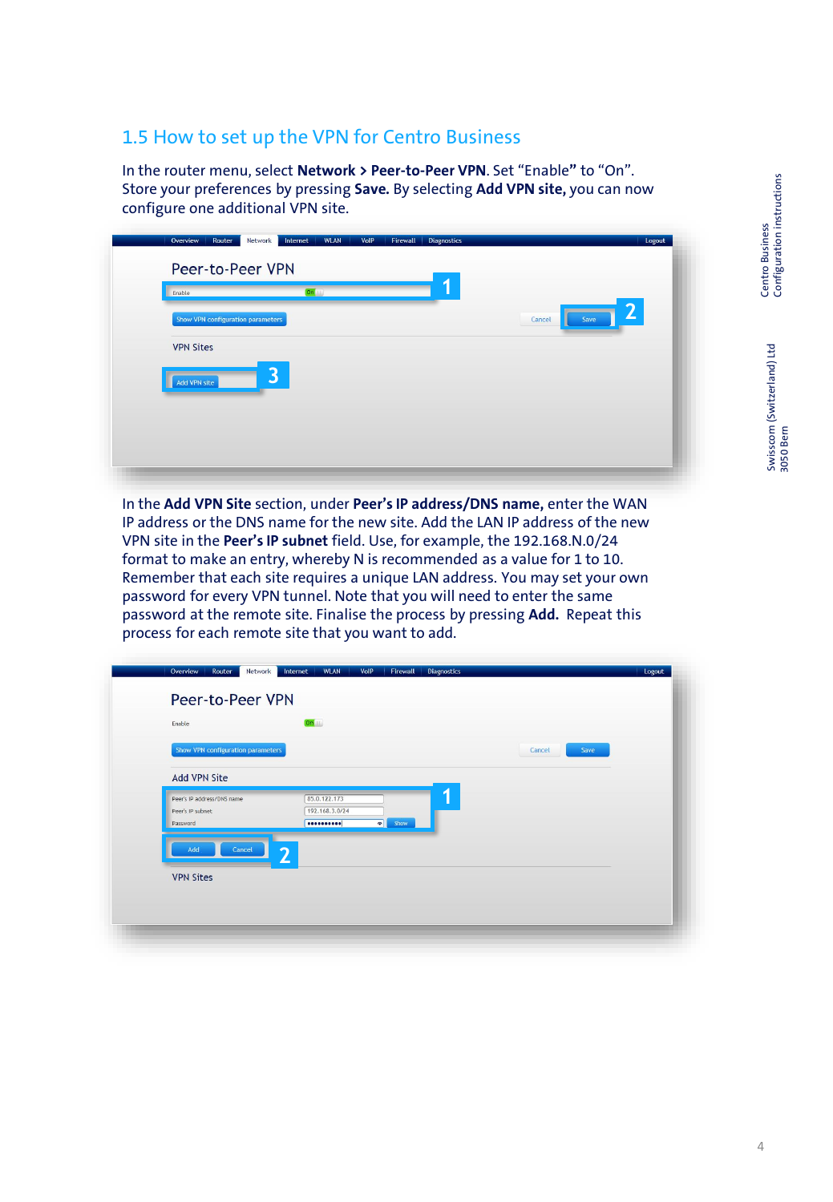## 1.5 How to set up the VPN for Centro Business

In the router menu, select **Network > Peer-to-Peer VPN**. Set “Enable” to “On”. Store your preferences by pressing **Save.** By selecting **Add VPN site,** you can now configure one additional VPN site.

In the **Add VPN Site** section, under **Peer’s IP address/DNS name,** enter the WAN IP address or the DNS name for the new site. Add the LAN IP address of the new VPN site in the **Peer’s IP subnet** field. Use, for example, the 192.168.N.0/24 format to make an entry, whereby N is recommended as a value for 1 to 10. Remember that each site requires a unique LAN address. You may set your own password for every VPN tunnel. Note that you will need to enter the same password at the remote site. Finalise the process by pressing **Add.** Repeat this process for each remote site that you want to add.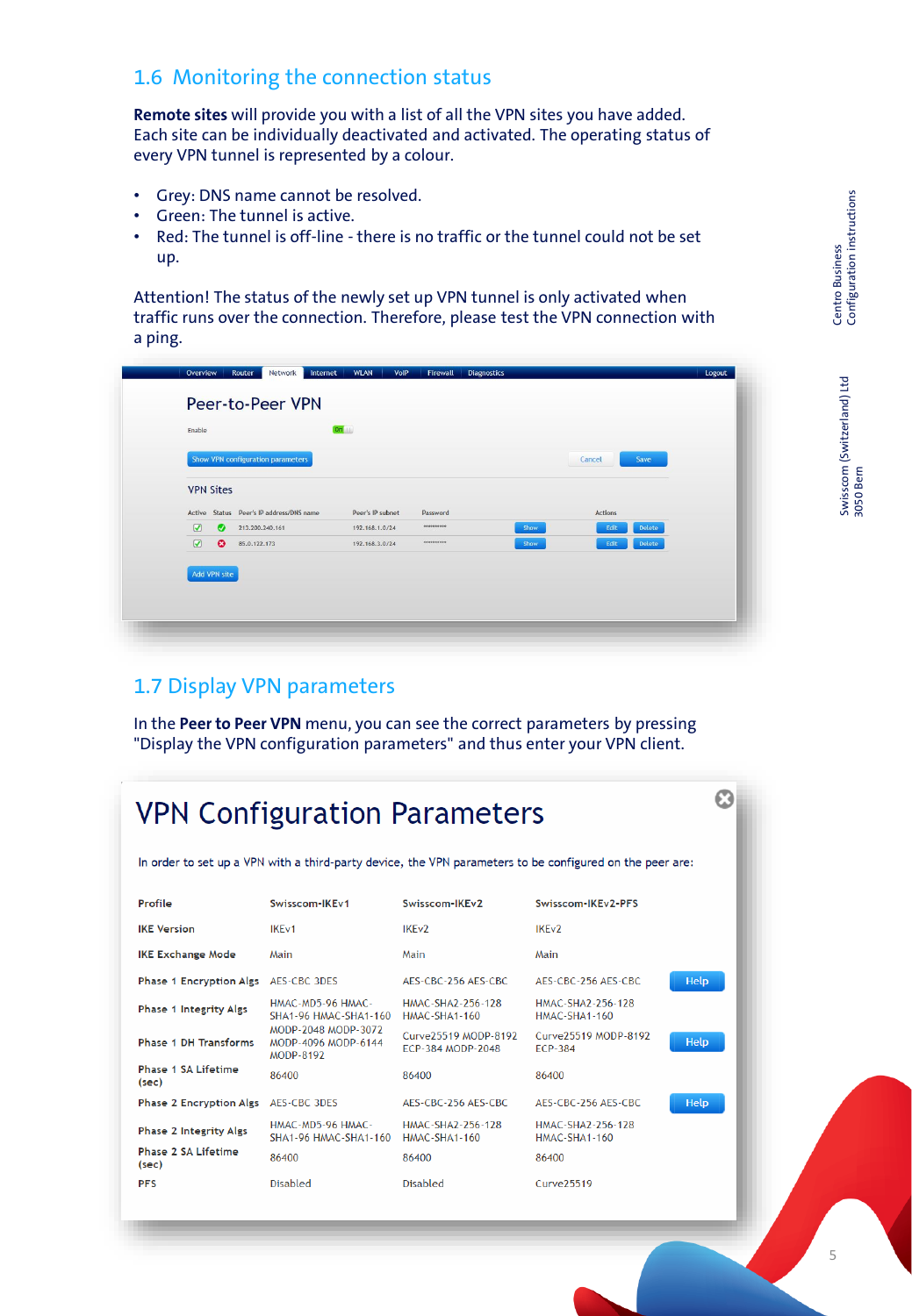## 1.6 Monitoring the connection status

**Remote sites** will provide you with a list of all the VPN sites you have added. Each site can be individually deactivated and activated. The operating status of every VPN tunnel is represented by a colour.

- Grey: DNS name cannot be resolved.
- Green: The tunnel is active.
- Red: The tunnel is off-line - there is no traffic or the tunnel could not be set up.

Attention! The status of the newly set up VPN tunnel is only activated when traffic runs over the connection. Therefore, please test the VPN connection with a ping.

Overview | Router | Network | Internet | WLAN | VoIP | Firewall | Diagnostics | Logout

**Peer-to-Peer VPN**

Enable: On

Show VPN configuration parameters | Cancel | Save

**VPN Sites**

| Active | Status | Peer's IP address/DNS name | Peer's IP subnet | Password | | Actions | |
|---|---|---|---|---|---|---|---|
| ✓ | ✓ | 213.200.240.161 | 192.168.1.0/24 | ******** | Show | Edit | Delete |
| ✓ | ✗ | 85.0.122.173 | 192.168.3.0/24 | ******** | Show | Edit | Delete |

Add VPN site

## 1.7 Display VPN parameters

In the **Peer to Peer VPN** menu, you can see the correct parameters by pressing "Display the VPN configuration parameters" and thus enter your VPN client.

# VPN Configuration Parameters

In order to set up a VPN with a third-party device, the VPN parameters to be configured on the peer are:

| Profile | Swisscom-IKEv1 | Swisscom-IKEv2 | Swisscom-IKEv2-PFS | |
|---|---|---|---|---|
| IKE Version | IKEv1 | IKEv2 | IKEv2 | |
| IKE Exchange Mode | Main | Main | Main | |
| Phase 1 Encryption Algs | AES-CBC 3DES | AES-CBC-256 AES-CBC | AES-CBC-256 AES-CBC | Help |
| Phase 1 Integrity Algs | HMAC-MD5-96 HMAC-SHA1-96 HMAC-SHA1-160 | HMAC-SHA2-256-128 HMAC-SHA1-160 | HMAC-SHA2-256-128 HMAC-SHA1-160 | |
| Phase 1 DH Transforms | MODP-2048 MODP-3072 MODP-4096 MODP-6144 MODP-8192 | Curve25519 MODP-8192 ECP-384 MODP-2048 | Curve25519 MODP-8192 ECP-384 | Help |
| Phase 1 SA Lifetime (sec) | 86400 | 86400 | 86400 | |
| Phase 2 Encryption Algs | AES-CBC 3DES | AES-CBC-256 AES-CBC | AES-CBC-256 AES-CBC | Help |
| Phase 2 Integrity Algs | HMAC-MD5-96 HMAC-SHA1-96 HMAC-SHA1-160 | HMAC-SHA2-256-128 HMAC-SHA1-160 | HMAC-SHA2-256-128 HMAC-SHA1-160 | |
| Phase 2 SA Lifetime (sec) | 86400 | 86400 | 86400 | |
| PFS | Disabled | Disabled | Curve25519 | |